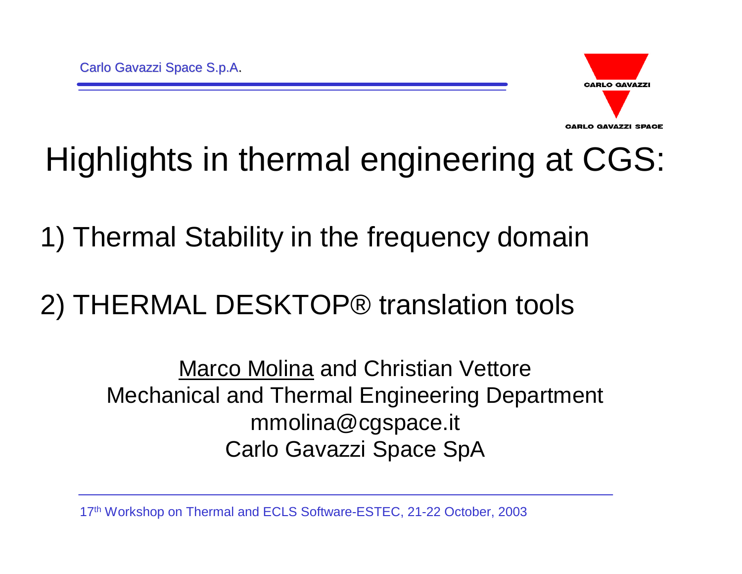# Highlights in thermal engineering at CGS:

1) Thermal Stability in the frequency domain

2) THERMAL DESKTOP® translation tools

Marco Molina and Christian Vettore
Mechanical and Thermal Engineering Department
mmolina@cgspace.it
Carlo Gavazzi Space SpA

17th Workshop on Thermal and ECLS Software-ESTEC, 21-22 October, 2003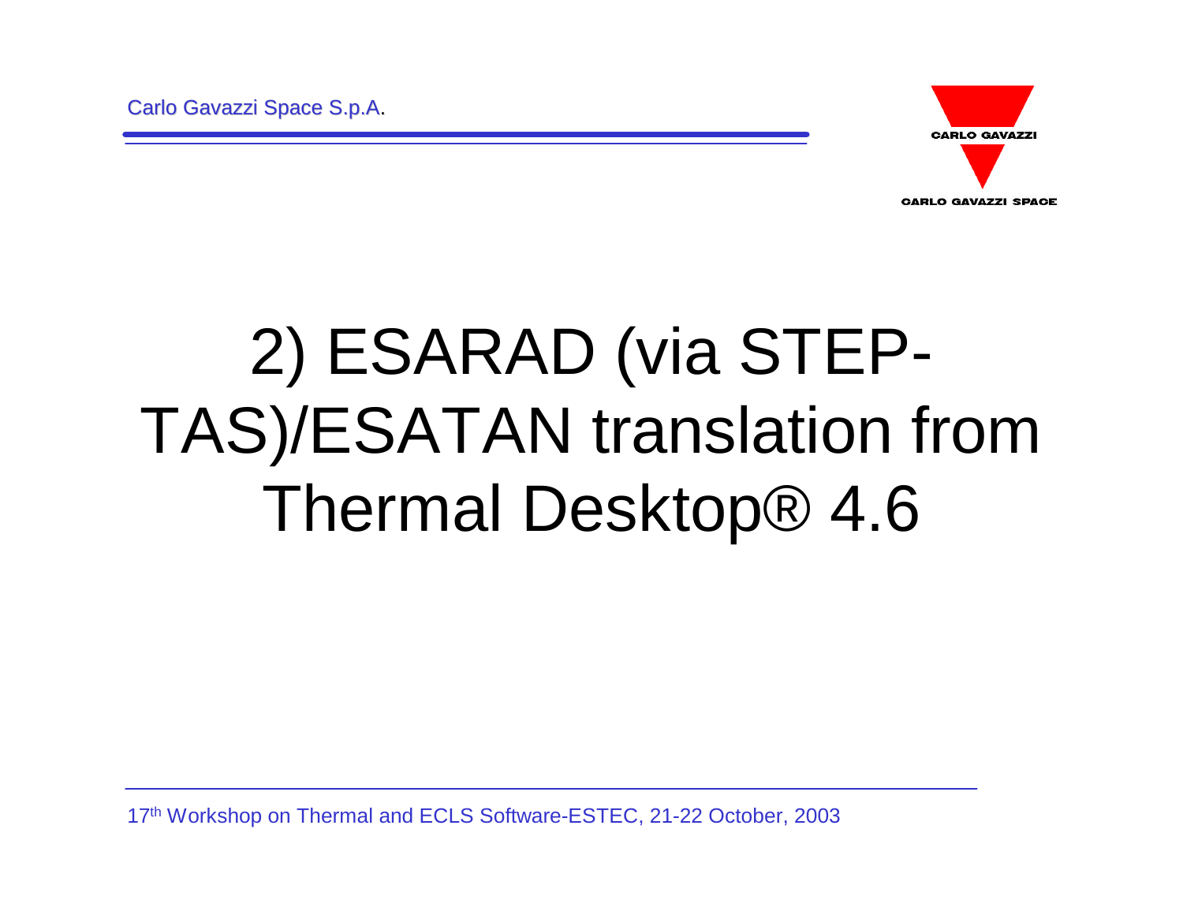# 2) ESARAD (via STEP-TAS)/ESATAN translation from Thermal Desktop® 4.6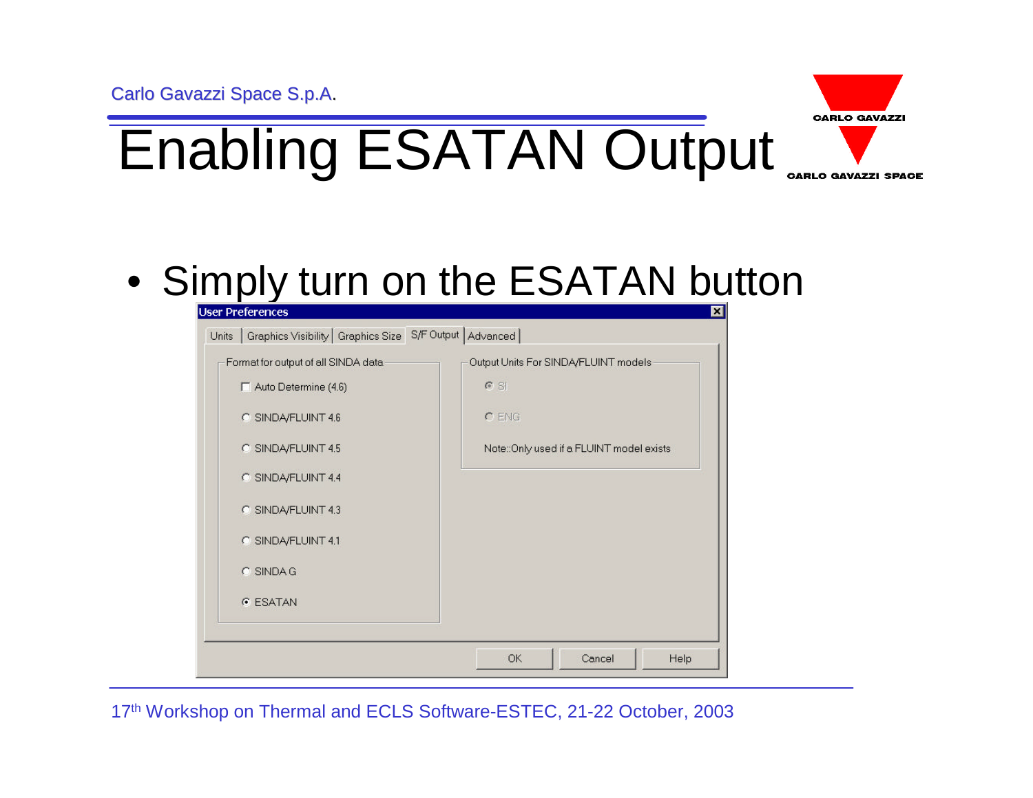# Enabling ESATAN Output

- Simply turn on the ESATAN button

**User Preferences**

Units | Graphics Visibility | Graphics Size | S/F Output | Advanced

Format for output of all SINDA data

- [ ] Auto Determine (4.6)
- ( ) SINDA/FLUINT 4.6
- ( ) SINDA/FLUINT 4.5
- ( ) SINDA/FLUINT 4.4
- ( ) SINDA/FLUINT 4.3
- ( ) SINDA/FLUINT 4.1
- ( ) SINDA G
- (•) ESATAN

Output Units For SINDA/FLUINT models

- (•) SI
- ( ) ENG

Note::Only used if a FLUINT model exists

OK | Cancel | Help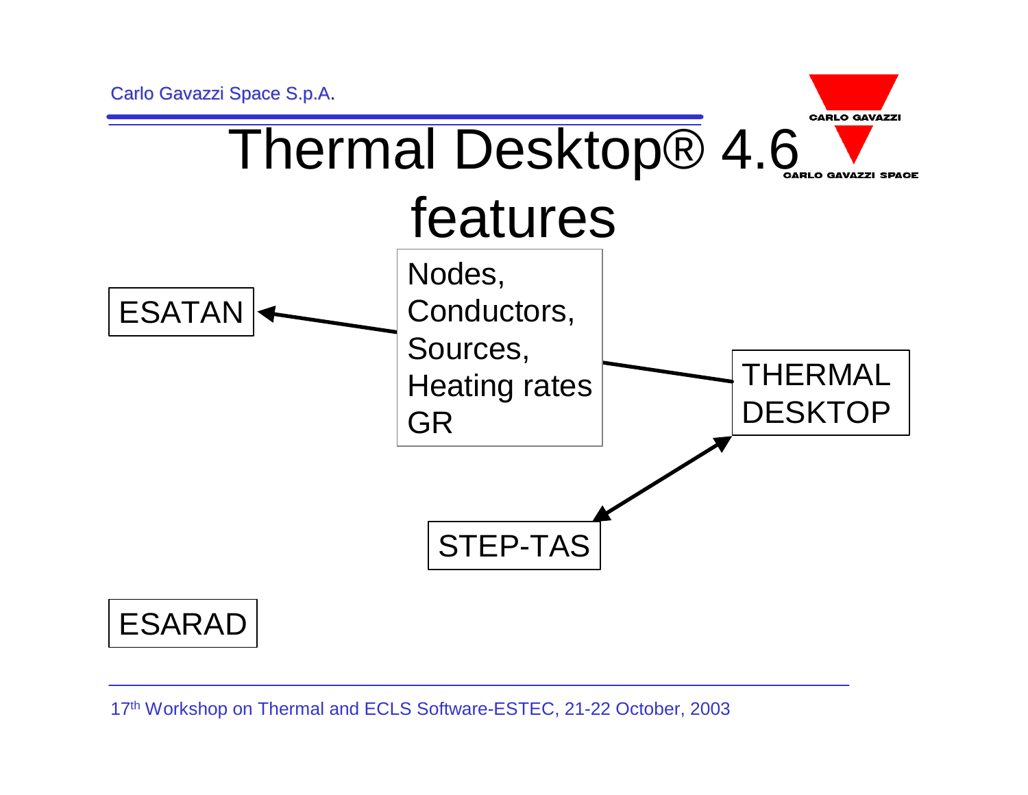# Thermal Desktop® 4.6 features

ESATAN

Nodes,
Conductors,
Sources,
Heating rates
GR

THERMAL DESKTOP

STEP-TAS

ESARAD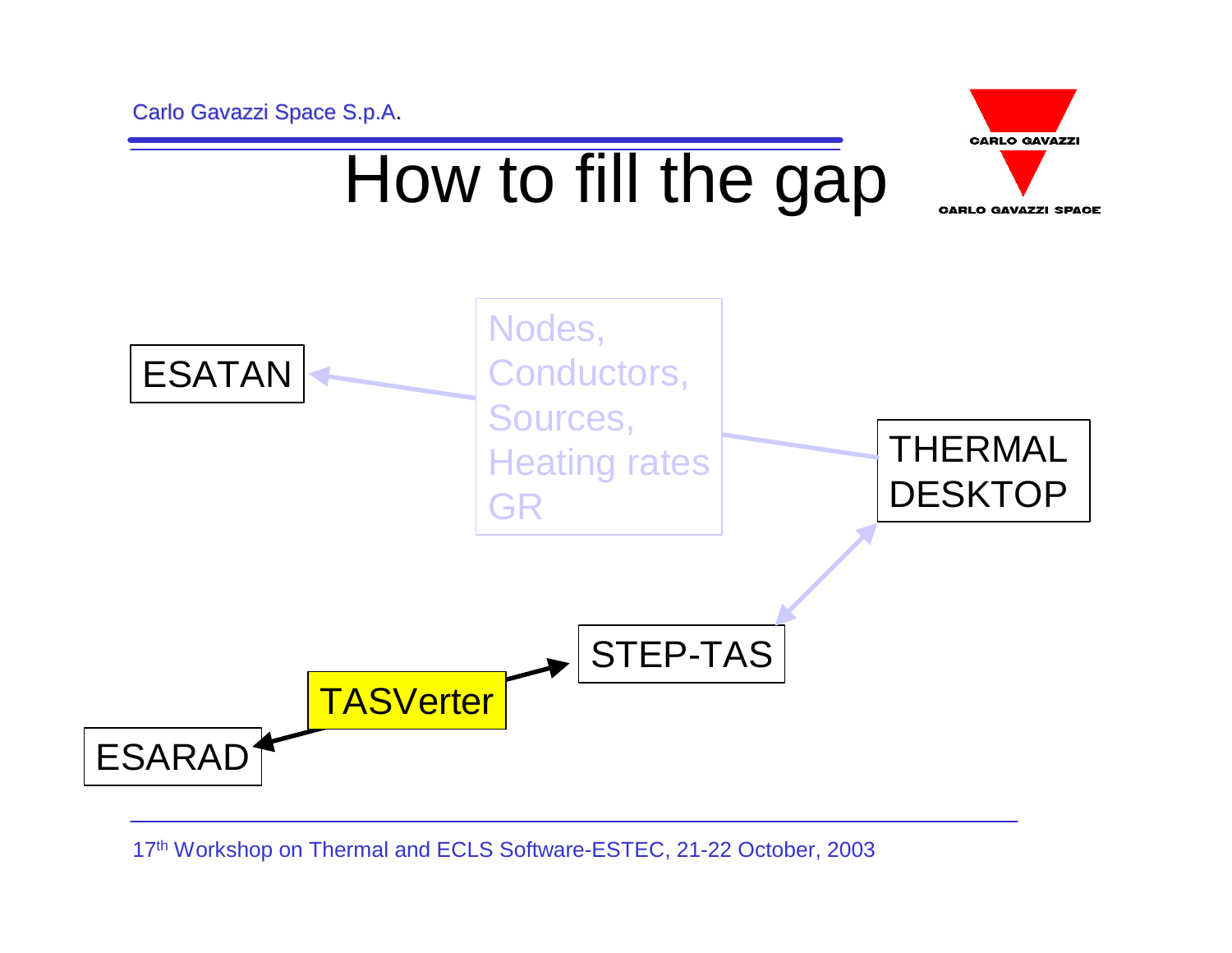# How to fill the gap

ESATAN

Nodes,
Conductors,
Sources,
Heating rates
GR

THERMAL DESKTOP

STEP-TAS

TASVerter

ESARAD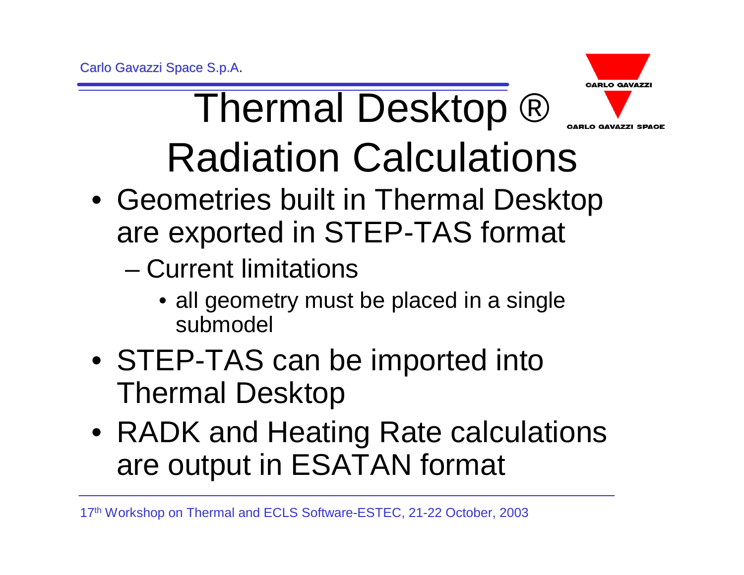# Thermal Desktop ® Radiation Calculations

- Geometries built in Thermal Desktop are exported in STEP-TAS format
  - Current limitations
    - all geometry must be placed in a single submodel
- STEP-TAS can be imported into Thermal Desktop
- RADK and Heating Rate calculations are output in ESATAN format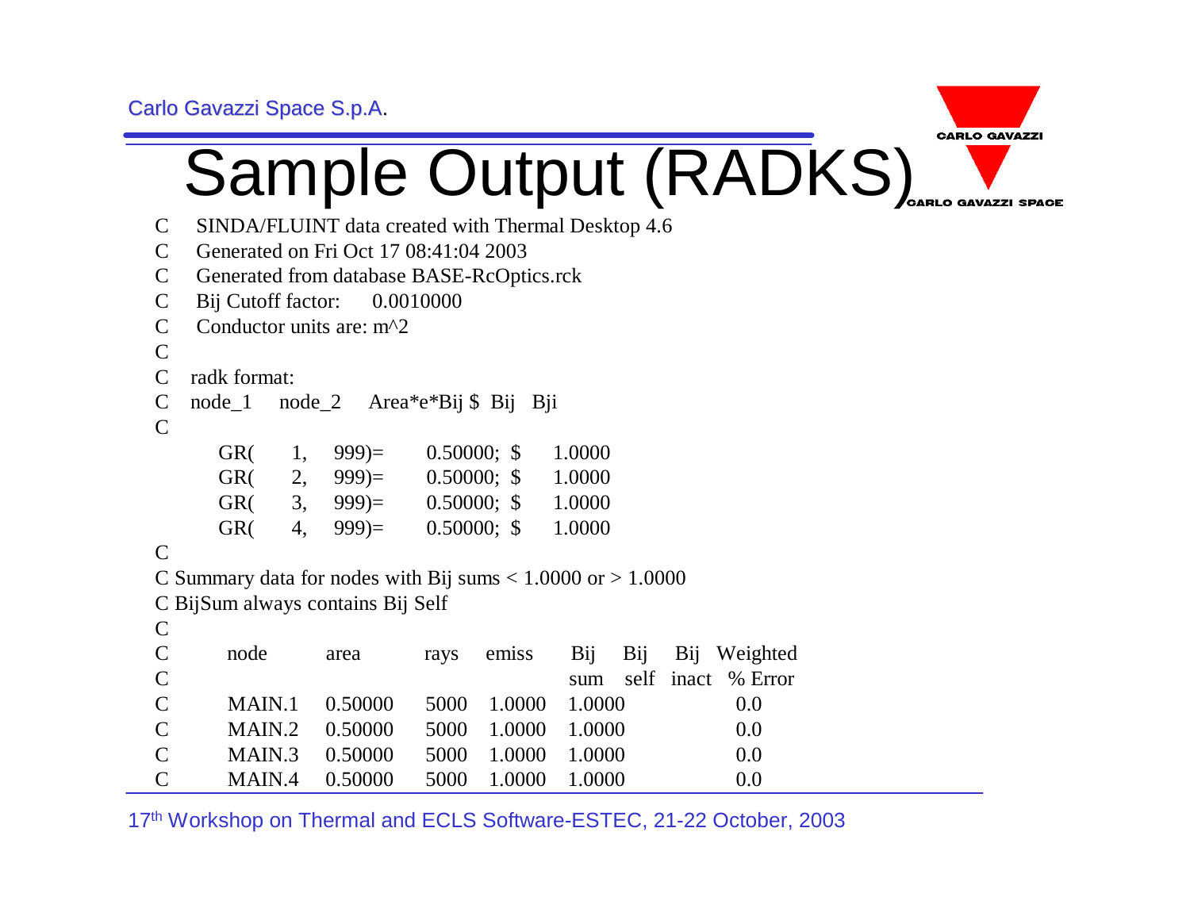# Sample Output (RADKS)

```
C     SINDA/FLUINT data created with Thermal Desktop 4.6
C     Generated on Fri Oct 17 08:41:04 2003
C     Generated from database BASE-RcOptics.rck
C     Bij Cutoff factor:     0.0010000
C     Conductor units are: m^2
C
C    radk format:
C    node_1     node_2     Area*e*Bij $  Bij   Bji
C
         GR(     1,    999)=       0.50000;  $      1.0000
         GR(     2,    999)=       0.50000;  $      1.0000
         GR(     3,    999)=       0.50000;  $      1.0000
         GR(     4,    999)=       0.50000;  $      1.0000
C
C Summary data for nodes with Bij sums < 1.0000 or > 1.0000
C BijSum always contains Bij Self
C
C        node        area        rays    emiss     Bij    Bij    Bij   Weighted
C                                                  sum    self   inact  % Error
C        MAIN.1     0.50000     5000    1.0000    1.0000                  0.0
C        MAIN.2     0.50000     5000    1.0000    1.0000                  0.0
C        MAIN.3     0.50000     5000    1.0000    1.0000                  0.0
C        MAIN.4     0.50000     5000    1.0000    1.0000                  0.0
```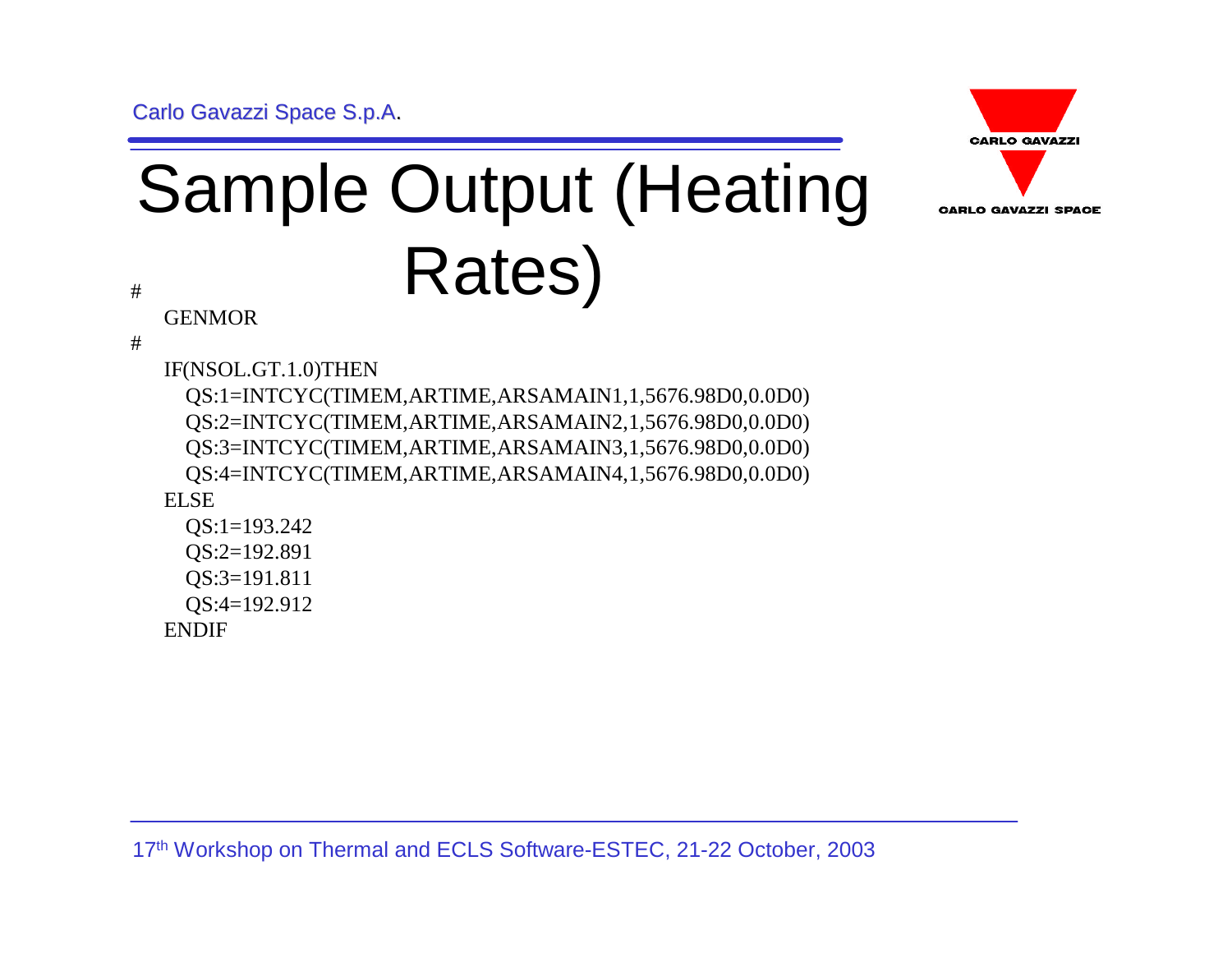# Sample Output (Heating Rates)

```
#
   GENMOR
#
   IF(NSOL.GT.1.0)THEN
     QS:1=INTCYC(TIMEM,ARTIME,ARSAMAIN1,1,5676.98D0,0.0D0)
     QS:2=INTCYC(TIMEM,ARTIME,ARSAMAIN2,1,5676.98D0,0.0D0)
     QS:3=INTCYC(TIMEM,ARTIME,ARSAMAIN3,1,5676.98D0,0.0D0)
     QS:4=INTCYC(TIMEM,ARTIME,ARSAMAIN4,1,5676.98D0,0.0D0)
   ELSE
     QS:1=193.242
     QS:2=192.891
     QS:3=191.811
     QS:4=192.912
   ENDIF
```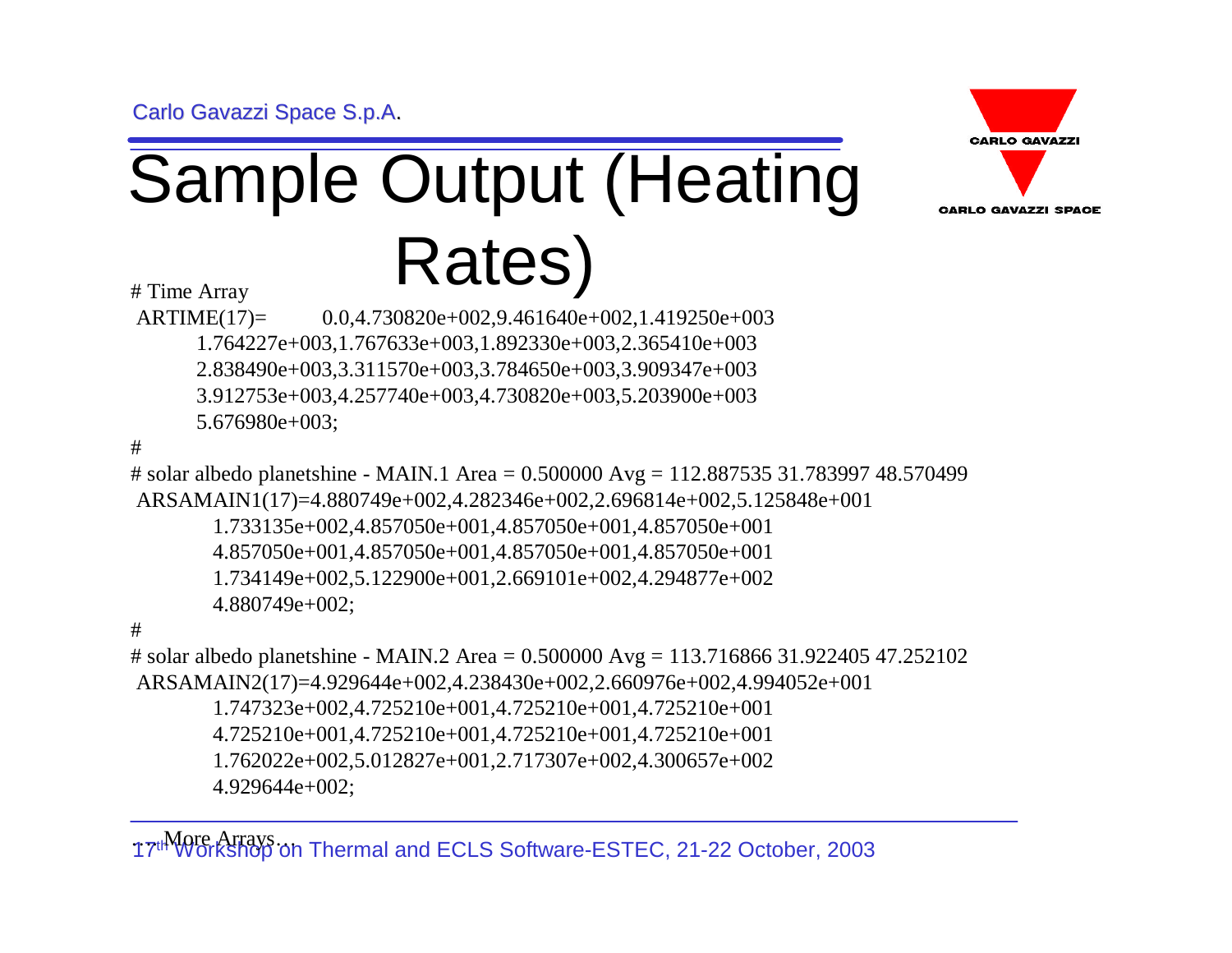# Sample Output (Heating Rates)

```
# Time Array
 ARTIME(17)=        0.0,4.730820e+002,9.461640e+002,1.419250e+003
        1.764227e+003,1.767633e+003,1.892330e+003,2.365410e+003
        2.838490e+003,3.311570e+003,3.784650e+003,3.909347e+003
        3.912753e+003,4.257740e+003,4.730820e+003,5.203900e+003
        5.676980e+003;
#
# solar albedo planetshine - MAIN.1 Area = 0.500000 Avg = 112.887535 31.783997 48.570499
 ARSAMAIN1(17)=4.880749e+002,4.282346e+002,2.696814e+002,5.125848e+001
          1.733135e+002,4.857050e+001,4.857050e+001,4.857050e+001
          4.857050e+001,4.857050e+001,4.857050e+001,4.857050e+001
          1.734149e+002,5.122900e+001,2.669101e+002,4.294877e+002
          4.880749e+002;
#
# solar albedo planetshine - MAIN.2 Area = 0.500000 Avg = 113.716866 31.922405 47.252102
 ARSAMAIN2(17)=4.929644e+002,4.238430e+002,2.660976e+002,4.994052e+001
          1.747323e+002,4.725210e+001,4.725210e+001,4.725210e+001
          4.725210e+001,4.725210e+001,4.725210e+001,4.725210e+001
          1.762022e+002,5.012827e+001,2.717307e+002,4.300657e+002
          4.929644e+002;
```

... More Arrays ...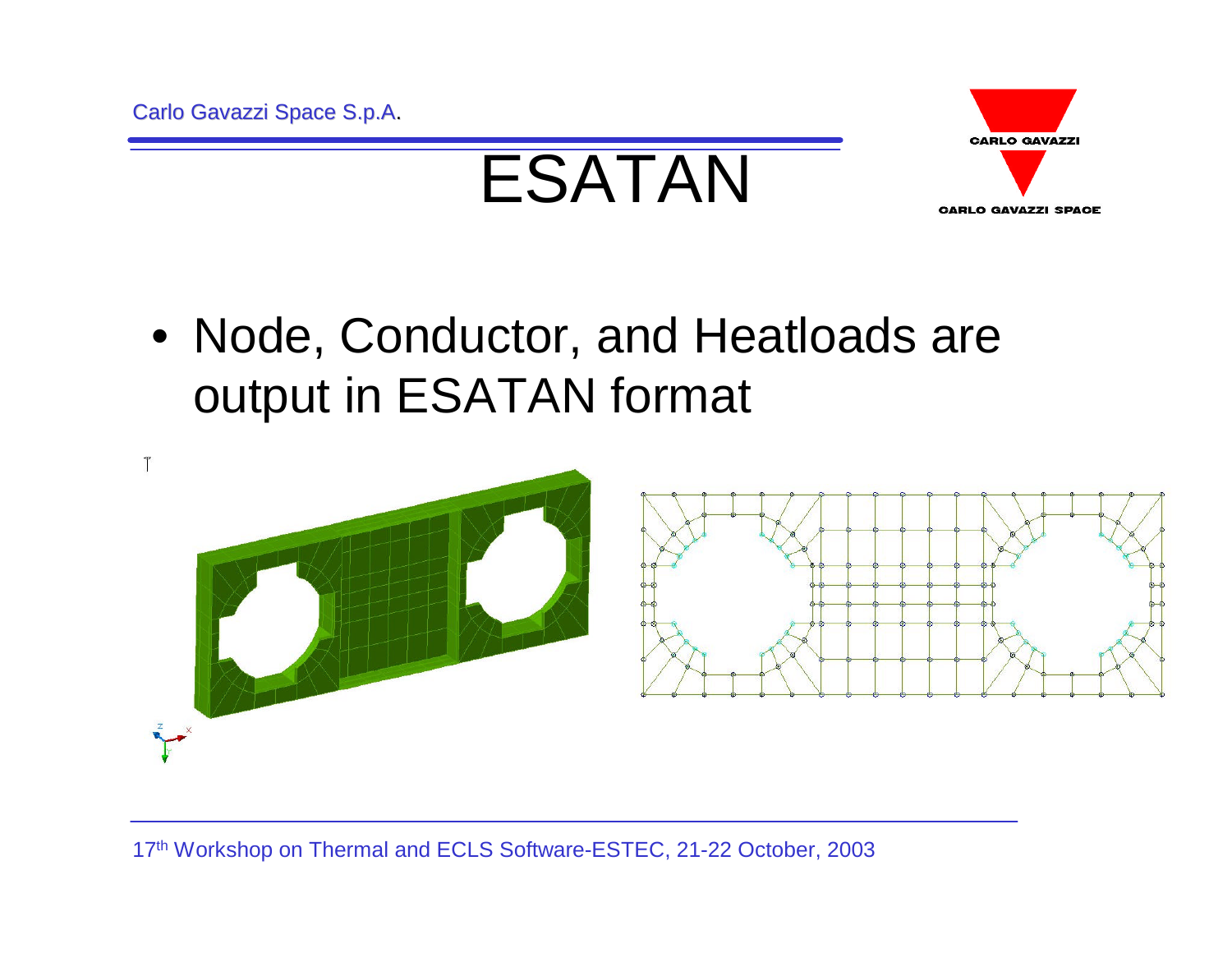# ESATAN

- Node, Conductor, and Heatloads are output in ESATAN format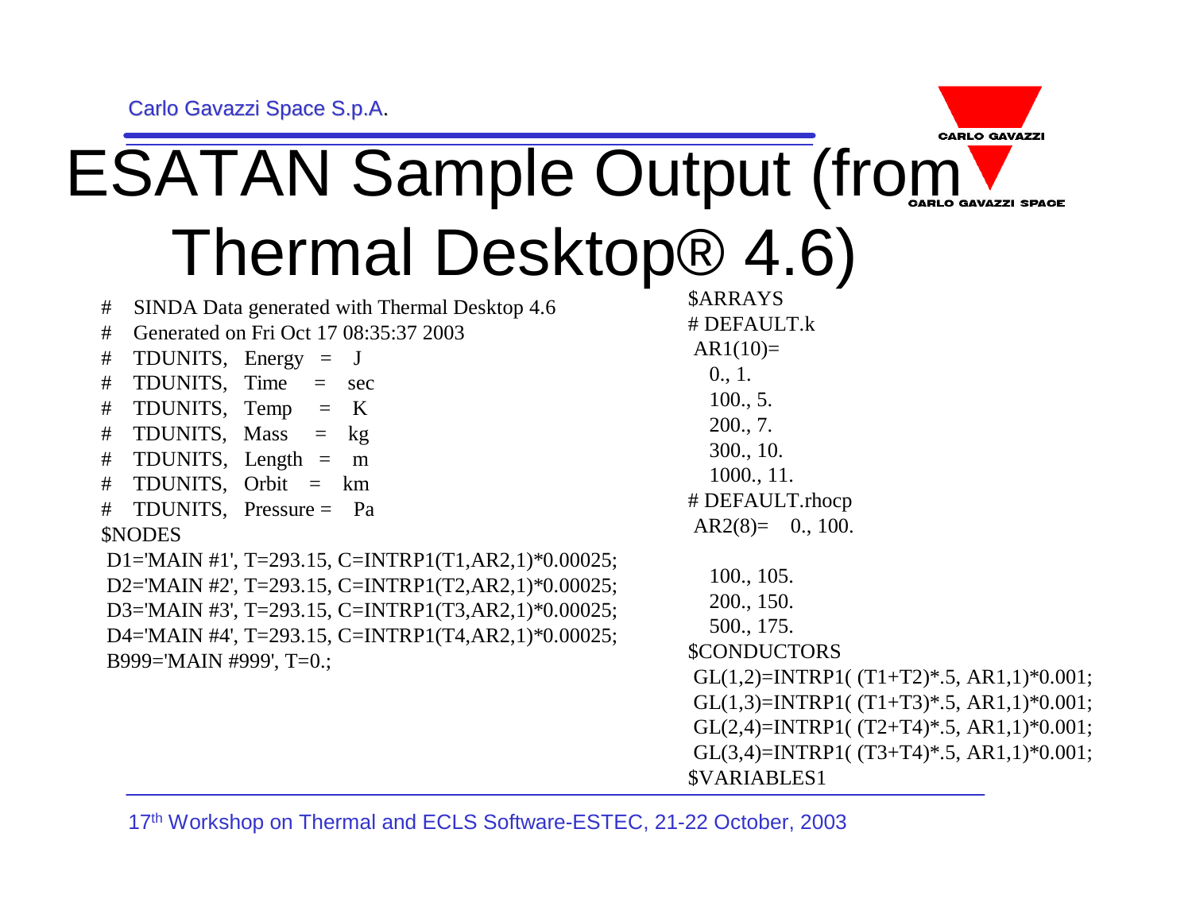# ESATAN Sample Output (from Thermal Desktop® 4.6)

```
# SINDA Data generated with Thermal Desktop 4.6
# Generated on Fri Oct 17 08:35:37 2003
# TDUNITS, Energy  = J
# TDUNITS, Time    = sec
# TDUNITS, Temp    = K
# TDUNITS, Mass    = kg
# TDUNITS, Length  = m
# TDUNITS, Orbit   = km
# TDUNITS, Pressure = Pa
$NODES
 D1='MAIN #1', T=293.15, C=INTRP1(T1,AR2,1)*0.00025;
 D2='MAIN #2', T=293.15, C=INTRP1(T2,AR2,1)*0.00025;
 D3='MAIN #3', T=293.15, C=INTRP1(T3,AR2,1)*0.00025;
 D4='MAIN #4', T=293.15, C=INTRP1(T4,AR2,1)*0.00025;
 B999='MAIN #999', T=0.;
```

```
$ARRAYS
# DEFAULT.k
 AR1(10)=
   0., 1.
   100., 5.
   200., 7.
   300., 10.
   1000., 11.
# DEFAULT.rhocp
 AR2(8)=   0., 100.

   100., 105.
   200., 150.
   500., 175.
$CONDUCTORS
 GL(1,2)=INTRP1( (T1+T2)*.5, AR1,1)*0.001;
 GL(1,3)=INTRP1( (T1+T3)*.5, AR1,1)*0.001;
 GL(2,4)=INTRP1( (T2+T4)*.5, AR1,1)*0.001;
 GL(3,4)=INTRP1( (T3+T4)*.5, AR1,1)*0.001;
$VARIABLES1
```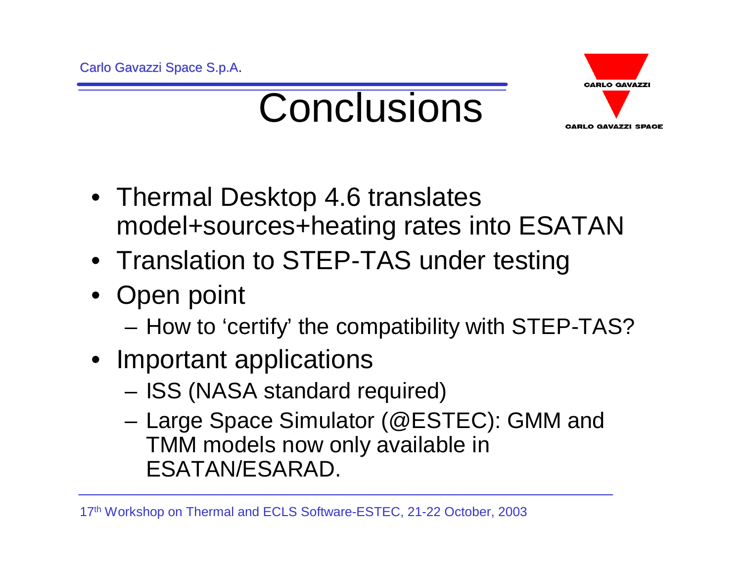# Conclusions

- Thermal Desktop 4.6 translates model+sources+heating rates into ESATAN
- Translation to STEP-TAS under testing
- Open point
  - How to 'certify' the compatibility with STEP-TAS?
- Important applications
  - ISS (NASA standard required)
  - Large Space Simulator (@ESTEC): GMM and TMM models now only available in ESATAN/ESARAD.